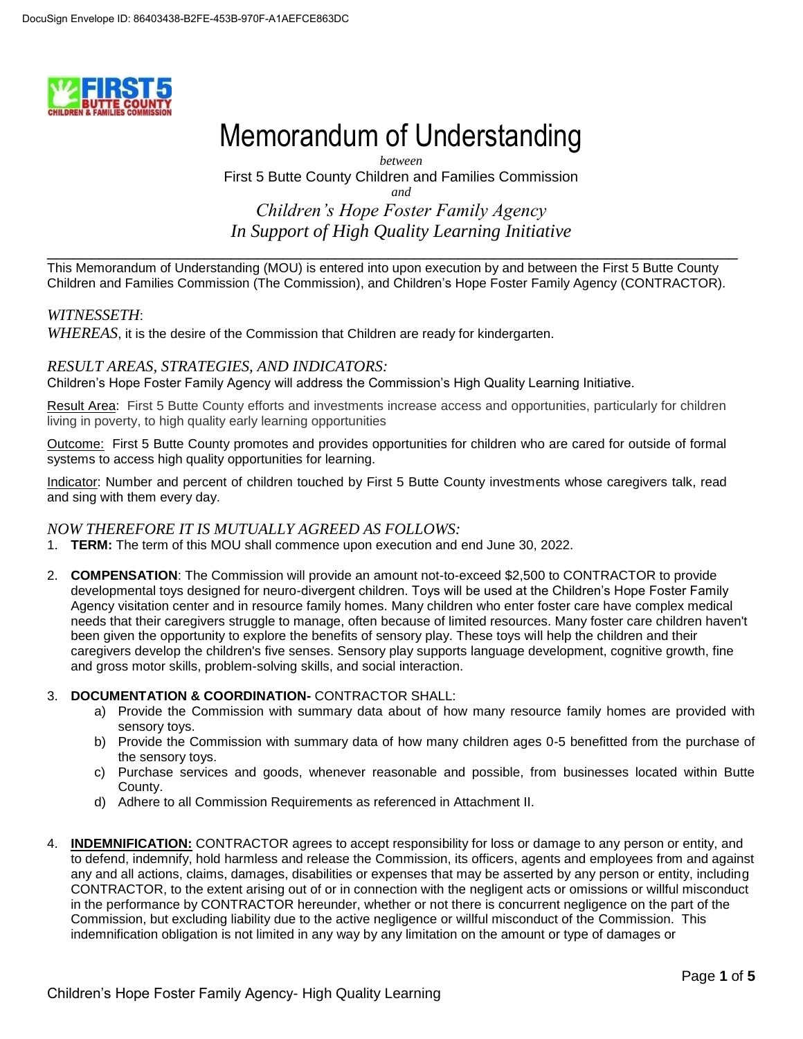DocuSign Envelope ID: 86403438-B2FE-453B-970F-A1AEFCE863DC

# Memorandum of Understanding

*between*

First 5 Butte County Children and Families Commission

*and*

*Children's Hope Foster Family Agency*
*In Support of High Quality Learning Initiative*

---

This Memorandum of Understanding (MOU) is entered into upon execution by and between the First 5 Butte County Children and Families Commission (The Commission), and Children's Hope Foster Family Agency (CONTRACTOR).

*WITNESSETH*:

*WHEREAS*, it is the desire of the Commission that Children are ready for kindergarten.

## *RESULT AREAS, STRATEGIES, AND INDICATORS:*

Children's Hope Foster Family Agency will address the Commission's High Quality Learning Initiative.

Result Area: First 5 Butte County efforts and investments increase access and opportunities, particularly for children living in poverty, to high quality early learning opportunities

Outcome: First 5 Butte County promotes and provides opportunities for children who are cared for outside of formal systems to access high quality opportunities for learning.

Indicator: Number and percent of children touched by First 5 Butte County investments whose caregivers talk, read and sing with them every day.

## *NOW THEREFORE IT IS MUTUALLY AGREED AS FOLLOWS:*

1. **TERM:** The term of this MOU shall commence upon execution and end June 30, 2022.

2. **COMPENSATION**: The Commission will provide an amount not-to-exceed $2,500 to CONTRACTOR to provide developmental toys designed for neuro-divergent children. Toys will be used at the Children's Hope Foster Family Agency visitation center and in resource family homes. Many children who enter foster care have complex medical needs that their caregivers struggle to manage, often because of limited resources. Many foster care children haven't been given the opportunity to explore the benefits of sensory play. These toys will help the children and their caregivers develop the children's five senses. Sensory play supports language development, cognitive growth, fine and gross motor skills, problem-solving skills, and social interaction.

3. **DOCUMENTATION & COORDINATION-** CONTRACTOR SHALL:
   a) Provide the Commission with summary data about of how many resource family homes are provided with sensory toys.
   b) Provide the Commission with summary data of how many children ages 0-5 benefitted from the purchase of the sensory toys.
   c) Purchase services and goods, whenever reasonable and possible, from businesses located within Butte County.
   d) Adhere to all Commission Requirements as referenced in Attachment II.

4. **INDEMNIFICATION:** CONTRACTOR agrees to accept responsibility for loss or damage to any person or entity, and to defend, indemnify, hold harmless and release the Commission, its officers, agents and employees from and against any and all actions, claims, damages, disabilities or expenses that may be asserted by any person or entity, including CONTRACTOR, to the extent arising out of or in connection with the negligent acts or omissions or willful misconduct in the performance by CONTRACTOR hereunder, whether or not there is concurrent negligence on the part of the Commission, but excluding liability due to the active negligence or willful misconduct of the Commission. This indemnification obligation is not limited in any way by any limitation on the amount or type of damages or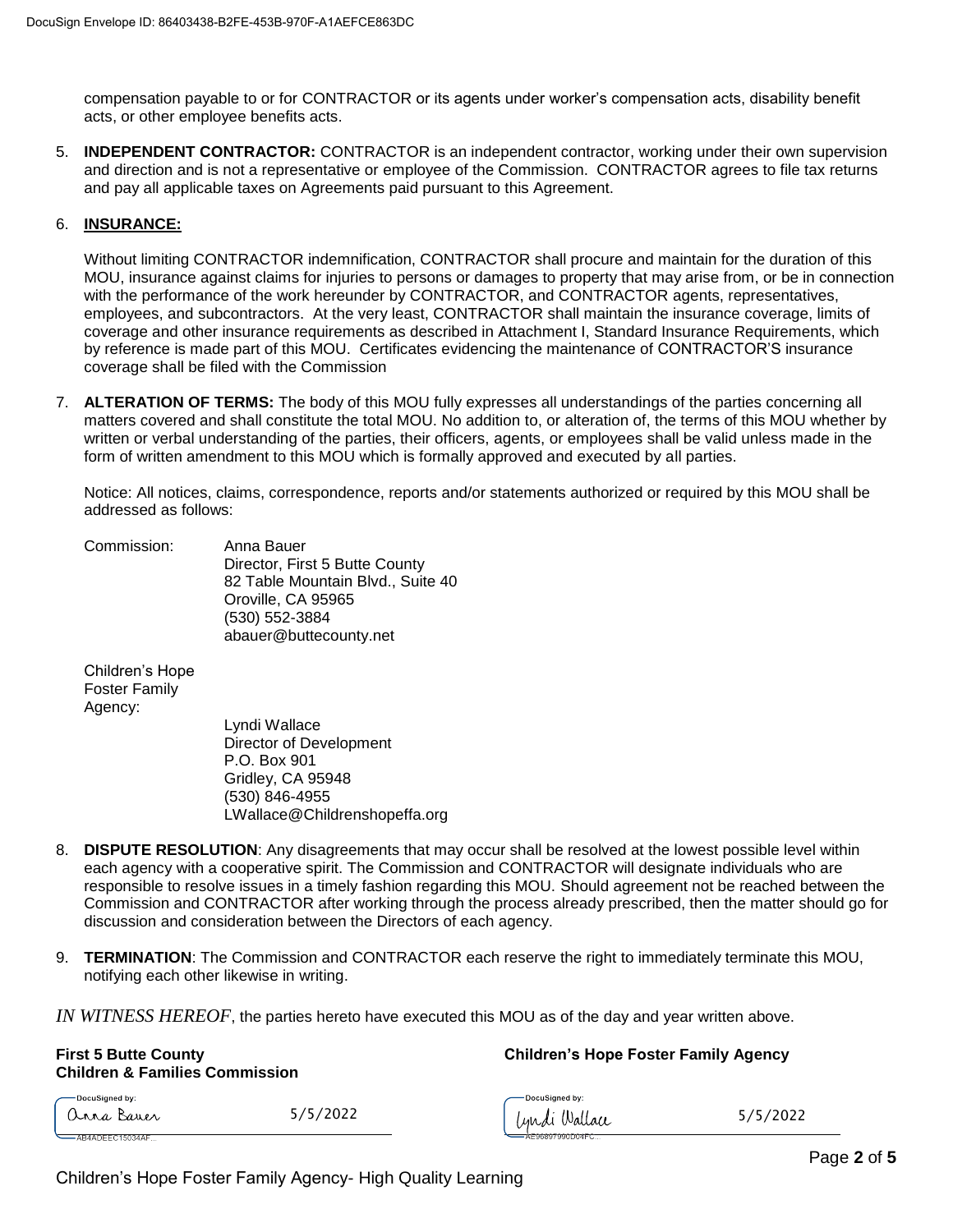compensation payable to or for CONTRACTOR or its agents under worker's compensation acts, disability benefit acts, or other employee benefits acts.

5. **INDEPENDENT CONTRACTOR:** CONTRACTOR is an independent contractor, working under their own supervision and direction and is not a representative or employee of the Commission. CONTRACTOR agrees to file tax returns and pay all applicable taxes on Agreements paid pursuant to this Agreement.

6. **INSURANCE:**

   Without limiting CONTRACTOR indemnification, CONTRACTOR shall procure and maintain for the duration of this MOU, insurance against claims for injuries to persons or damages to property that may arise from, or be in connection with the performance of the work hereunder by CONTRACTOR, and CONTRACTOR agents, representatives, employees, and subcontractors. At the very least, CONTRACTOR shall maintain the insurance coverage, limits of coverage and other insurance requirements as described in Attachment I, Standard Insurance Requirements, which by reference is made part of this MOU. Certificates evidencing the maintenance of CONTRACTOR'S insurance coverage shall be filed with the Commission

7. **ALTERATION OF TERMS:** The body of this MOU fully expresses all understandings of the parties concerning all matters covered and shall constitute the total MOU. No addition to, or alteration of, the terms of this MOU whether by written or verbal understanding of the parties, their officers, agents, or employees shall be valid unless made in the form of written amendment to this MOU which is formally approved and executed by all parties.

   Notice: All notices, claims, correspondence, reports and/or statements authorized or required by this MOU shall be addressed as follows:

   Commission:
   Anna Bauer
   Director, First 5 Butte County
   82 Table Mountain Blvd., Suite 40
   Oroville, CA 95965
   (530) 552-3884
   abauer@buttecounty.net

   Children's Hope Foster Family Agency:
   Lyndi Wallace
   Director of Development
   P.O. Box 901
   Gridley, CA 95948
   (530) 846-4955
   LWallace@Childrenshopeffa.org

8. **DISPUTE RESOLUTION**: Any disagreements that may occur shall be resolved at the lowest possible level within each agency with a cooperative spirit. The Commission and CONTRACTOR will designate individuals who are responsible to resolve issues in a timely fashion regarding this MOU. Should agreement not be reached between the Commission and CONTRACTOR after working through the process already prescribed, then the matter should go for discussion and consideration between the Directors of each agency.

9. **TERMINATION**: The Commission and CONTRACTOR each reserve the right to immediately terminate this MOU, notifying each other likewise in writing.

*IN WITNESS HEREOF*, the parties hereto have executed this MOU as of the day and year written above.

| **First 5 Butte County Children & Families Commission** | | **Children's Hope Foster Family Agency** | |
|---|---|---|---|
| DocuSigned by: Anna Bauer (AB4ADEEC15034AF...) | 5/5/2022 | DocuSigned by: Lyndi Wallace (AE96897990D04FC...) | 5/5/2022 |

Children's Hope Foster Family Agency- High Quality Learning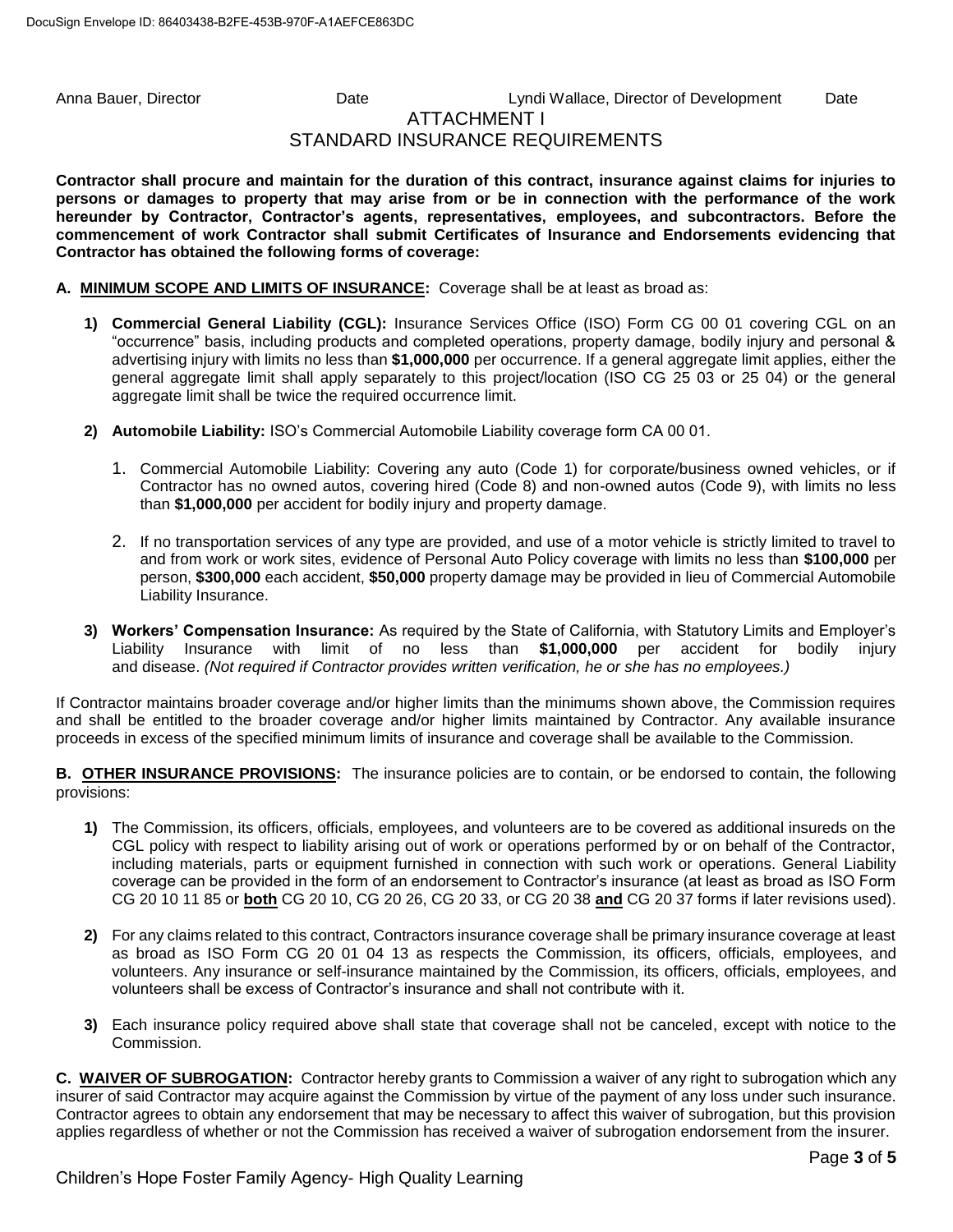Anna Bauer, Director Date Lyndi Wallace, Director of Development Date

# ATTACHMENT I
## STANDARD INSURANCE REQUIREMENTS

**Contractor shall procure and maintain for the duration of this contract, insurance against claims for injuries to persons or damages to property that may arise from or be in connection with the performance of the work hereunder by Contractor, Contractor's agents, representatives, employees, and subcontractors. Before the commencement of work Contractor shall submit Certificates of Insurance and Endorsements evidencing that Contractor has obtained the following forms of coverage:**

**A. <u>MINIMUM SCOPE AND LIMITS OF INSURANCE</u>:** Coverage shall be at least as broad as:

**1) Commercial General Liability (CGL):** Insurance Services Office (ISO) Form CG 00 01 covering CGL on an "occurrence" basis, including products and completed operations, property damage, bodily injury and personal & advertising injury with limits no less than **$1,000,000** per occurrence. If a general aggregate limit applies, either the general aggregate limit shall apply separately to this project/location (ISO CG 25 03 or 25 04) or the general aggregate limit shall be twice the required occurrence limit.

**2) Automobile Liability:** ISO's Commercial Automobile Liability coverage form CA 00 01.

1. Commercial Automobile Liability: Covering any auto (Code 1) for corporate/business owned vehicles, or if Contractor has no owned autos, covering hired (Code 8) and non-owned autos (Code 9), with limits no less than **$1,000,000** per accident for bodily injury and property damage.

2. If no transportation services of any type are provided, and use of a motor vehicle is strictly limited to travel to and from work or work sites, evidence of Personal Auto Policy coverage with limits no less than **$100,000** per person, **$300,000** each accident, **$50,000** property damage may be provided in lieu of Commercial Automobile Liability Insurance.

**3) Workers' Compensation Insurance:** As required by the State of California, with Statutory Limits and Employer's Liability Insurance with limit of no less than **$1,000,000** per accident for bodily injury and disease. *(Not required if Contractor provides written verification, he or she has no employees.)*

If Contractor maintains broader coverage and/or higher limits than the minimums shown above, the Commission requires and shall be entitled to the broader coverage and/or higher limits maintained by Contractor. Any available insurance proceeds in excess of the specified minimum limits of insurance and coverage shall be available to the Commission.

**B. <u>OTHER INSURANCE PROVISIONS</u>:** The insurance policies are to contain, or be endorsed to contain, the following provisions:

**1)** The Commission, its officers, officials, employees, and volunteers are to be covered as additional insureds on the CGL policy with respect to liability arising out of work or operations performed by or on behalf of the Contractor, including materials, parts or equipment furnished in connection with such work or operations. General Liability coverage can be provided in the form of an endorsement to Contractor's insurance (at least as broad as ISO Form CG 20 10 11 85 or **<u>both</u>** CG 20 10, CG 20 26, CG 20 33, or CG 20 38 **<u>and</u>** CG 20 37 forms if later revisions used).

**2)** For any claims related to this contract, Contractors insurance coverage shall be primary insurance coverage at least as broad as ISO Form CG 20 01 04 13 as respects the Commission, its officers, officials, employees, and volunteers. Any insurance or self-insurance maintained by the Commission, its officers, officials, employees, and volunteers shall be excess of Contractor's insurance and shall not contribute with it.

**3)** Each insurance policy required above shall state that coverage shall not be canceled, except with notice to the Commission.

**C. <u>WAIVER OF SUBROGATION</u>:** Contractor hereby grants to Commission a waiver of any right to subrogation which any insurer of said Contractor may acquire against the Commission by virtue of the payment of any loss under such insurance. Contractor agrees to obtain any endorsement that may be necessary to affect this waiver of subrogation, but this provision applies regardless of whether or not the Commission has received a waiver of subrogation endorsement from the insurer.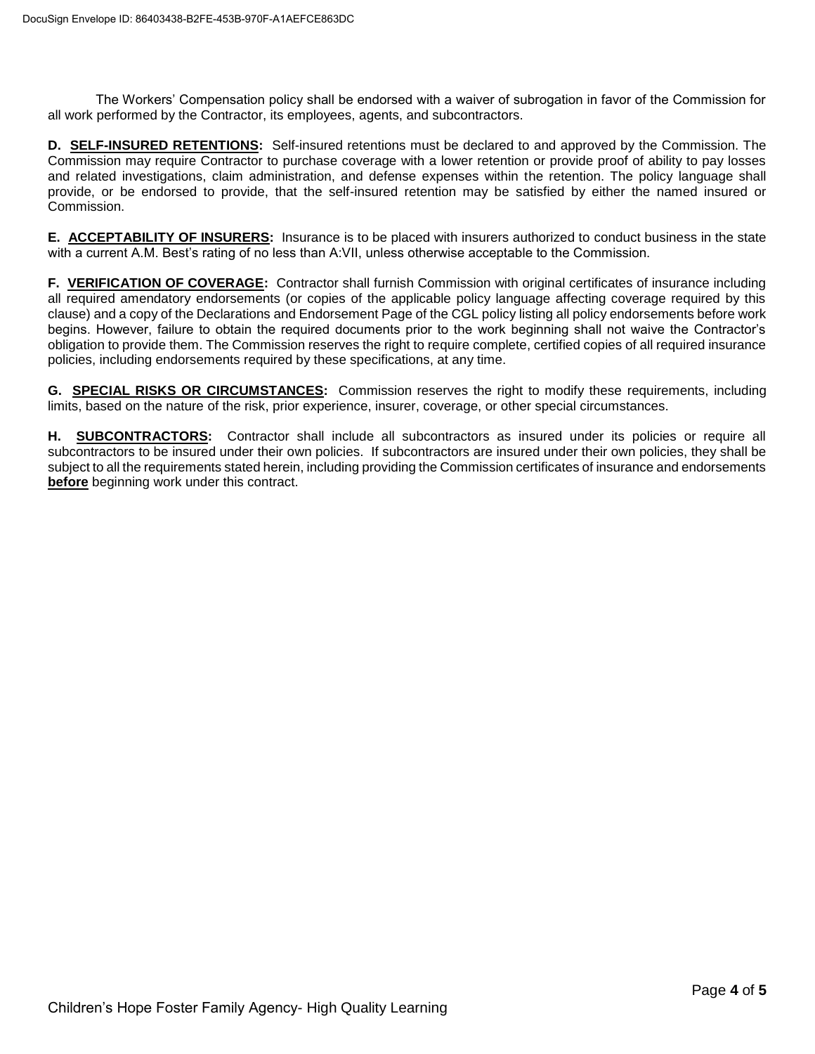The Workers' Compensation policy shall be endorsed with a waiver of subrogation in favor of the Commission for all work performed by the Contractor, its employees, agents, and subcontractors.

**D. SELF-INSURED RETENTIONS:** Self-insured retentions must be declared to and approved by the Commission. The Commission may require Contractor to purchase coverage with a lower retention or provide proof of ability to pay losses and related investigations, claim administration, and defense expenses within the retention. The policy language shall provide, or be endorsed to provide, that the self-insured retention may be satisfied by either the named insured or Commission.

**E. ACCEPTABILITY OF INSURERS:** Insurance is to be placed with insurers authorized to conduct business in the state with a current A.M. Best's rating of no less than A:VII, unless otherwise acceptable to the Commission.

**F. VERIFICATION OF COVERAGE:** Contractor shall furnish Commission with original certificates of insurance including all required amendatory endorsements (or copies of the applicable policy language affecting coverage required by this clause) and a copy of the Declarations and Endorsement Page of the CGL policy listing all policy endorsements before work begins. However, failure to obtain the required documents prior to the work beginning shall not waive the Contractor's obligation to provide them. The Commission reserves the right to require complete, certified copies of all required insurance policies, including endorsements required by these specifications, at any time.

**G. SPECIAL RISKS OR CIRCUMSTANCES:** Commission reserves the right to modify these requirements, including limits, based on the nature of the risk, prior experience, insurer, coverage, or other special circumstances.

**H. SUBCONTRACTORS:** Contractor shall include all subcontractors as insured under its policies or require all subcontractors to be insured under their own policies. If subcontractors are insured under their own policies, they shall be subject to all the requirements stated herein, including providing the Commission certificates of insurance and endorsements **before** beginning work under this contract.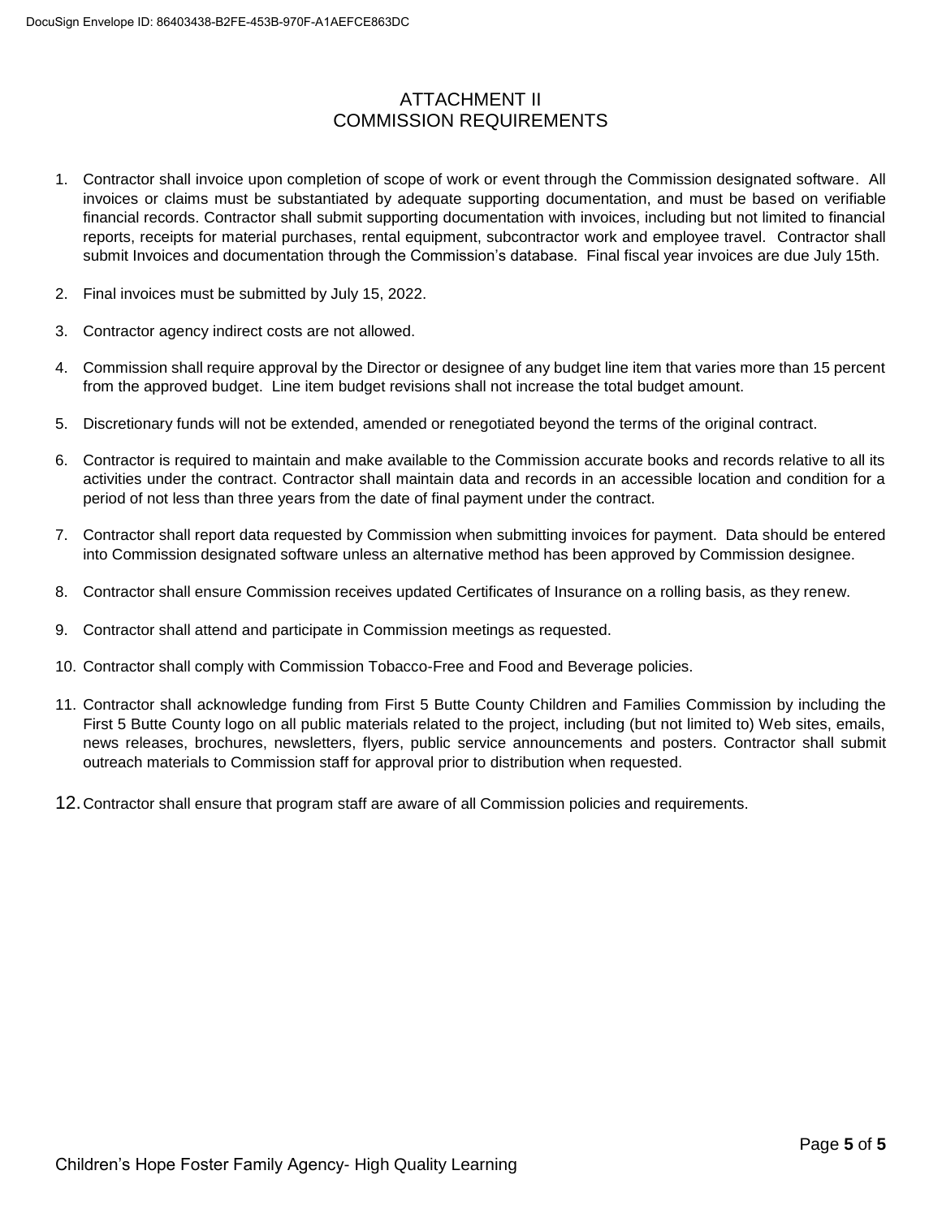# ATTACHMENT II
# COMMISSION REQUIREMENTS

1. Contractor shall invoice upon completion of scope of work or event through the Commission designated software. All invoices or claims must be substantiated by adequate supporting documentation, and must be based on verifiable financial records. Contractor shall submit supporting documentation with invoices, including but not limited to financial reports, receipts for material purchases, rental equipment, subcontractor work and employee travel. Contractor shall submit Invoices and documentation through the Commission's database. Final fiscal year invoices are due July 15th.
2. Final invoices must be submitted by July 15, 2022.
3. Contractor agency indirect costs are not allowed.
4. Commission shall require approval by the Director or designee of any budget line item that varies more than 15 percent from the approved budget. Line item budget revisions shall not increase the total budget amount.
5. Discretionary funds will not be extended, amended or renegotiated beyond the terms of the original contract.
6. Contractor is required to maintain and make available to the Commission accurate books and records relative to all its activities under the contract. Contractor shall maintain data and records in an accessible location and condition for a period of not less than three years from the date of final payment under the contract.
7. Contractor shall report data requested by Commission when submitting invoices for payment. Data should be entered into Commission designated software unless an alternative method has been approved by Commission designee.
8. Contractor shall ensure Commission receives updated Certificates of Insurance on a rolling basis, as they renew.
9. Contractor shall attend and participate in Commission meetings as requested.
10. Contractor shall comply with Commission Tobacco-Free and Food and Beverage policies.
11. Contractor shall acknowledge funding from First 5 Butte County Children and Families Commission by including the First 5 Butte County logo on all public materials related to the project, including (but not limited to) Web sites, emails, news releases, brochures, newsletters, flyers, public service announcements and posters. Contractor shall submit outreach materials to Commission staff for approval prior to distribution when requested.
12. Contractor shall ensure that program staff are aware of all Commission policies and requirements.